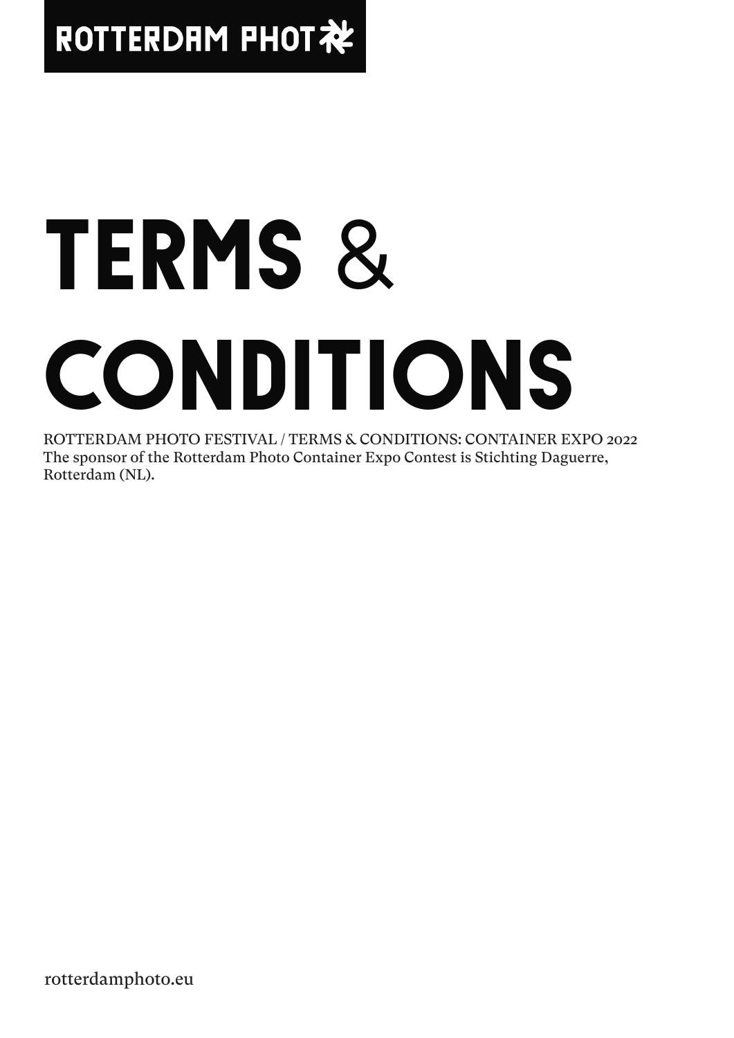ROTTERDAM PHOTO

# TERMS & CONDITIONS

ROTTERDAM PHOTO FESTIVAL / TERMS & CONDITIONS: CONTAINER EXPO 2022
The sponsor of the Rotterdam Photo Container Expo Contest is Stichting Daguerre, Rotterdam (NL).

rotterdamphoto.eu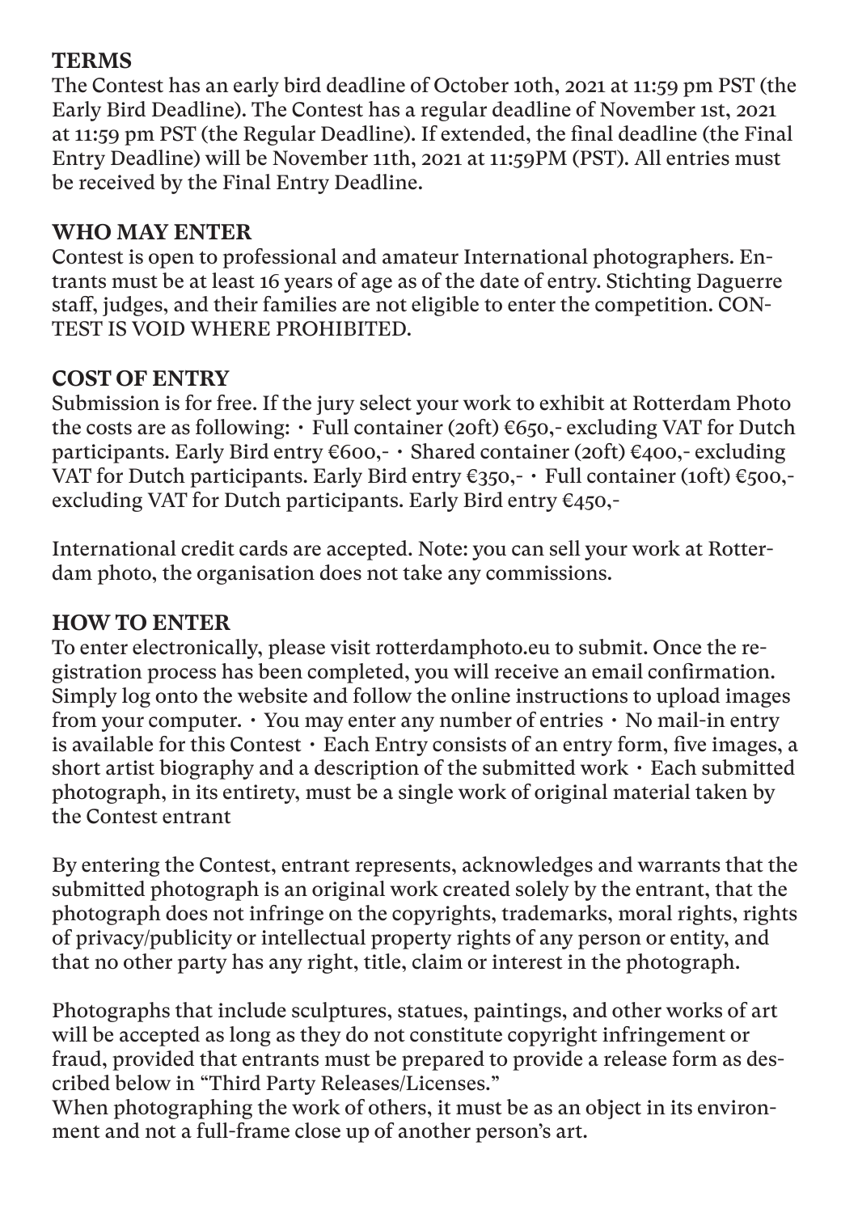## TERMS

The Contest has an early bird deadline of October 10th, 2021 at 11:59 pm PST (the Early Bird Deadline). The Contest has a regular deadline of November 1st, 2021 at 11:59 pm PST (the Regular Deadline). If extended, the final deadline (the Final Entry Deadline) will be November 11th, 2021 at 11:59PM (PST). All entries must be received by the Final Entry Deadline.

## WHO MAY ENTER

Contest is open to professional and amateur International photographers. Entrants must be at least 16 years of age as of the date of entry. Stichting Daguerre staff, judges, and their families are not eligible to enter the competition. CONTEST IS VOID WHERE PROHIBITED.

## COST OF ENTRY

Submission is for free. If the jury select your work to exhibit at Rotterdam Photo the costs are as following: • Full container (20ft) €650,- excluding VAT for Dutch participants. Early Bird entry €600,- • Shared container (20ft) €400,- excluding VAT for Dutch participants. Early Bird entry €350,- • Full container (10ft) €500,- excluding VAT for Dutch participants. Early Bird entry €450,-

International credit cards are accepted. Note: you can sell your work at Rotterdam photo, the organisation does not take any commissions.

## HOW TO ENTER

To enter electronically, please visit rotterdamphoto.eu to submit. Once the registration process has been completed, you will receive an email confirmation. Simply log onto the website and follow the online instructions to upload images from your computer. • You may enter any number of entries • No mail-in entry is available for this Contest • Each Entry consists of an entry form, five images, a short artist biography and a description of the submitted work • Each submitted photograph, in its entirety, must be a single work of original material taken by the Contest entrant

By entering the Contest, entrant represents, acknowledges and warrants that the submitted photograph is an original work created solely by the entrant, that the photograph does not infringe on the copyrights, trademarks, moral rights, rights of privacy/publicity or intellectual property rights of any person or entity, and that no other party has any right, title, claim or interest in the photograph.

Photographs that include sculptures, statues, paintings, and other works of art will be accepted as long as they do not constitute copyright infringement or fraud, provided that entrants must be prepared to provide a release form as described below in "Third Party Releases/Licenses."
When photographing the work of others, it must be as an object in its environment and not a full-frame close up of another person's art.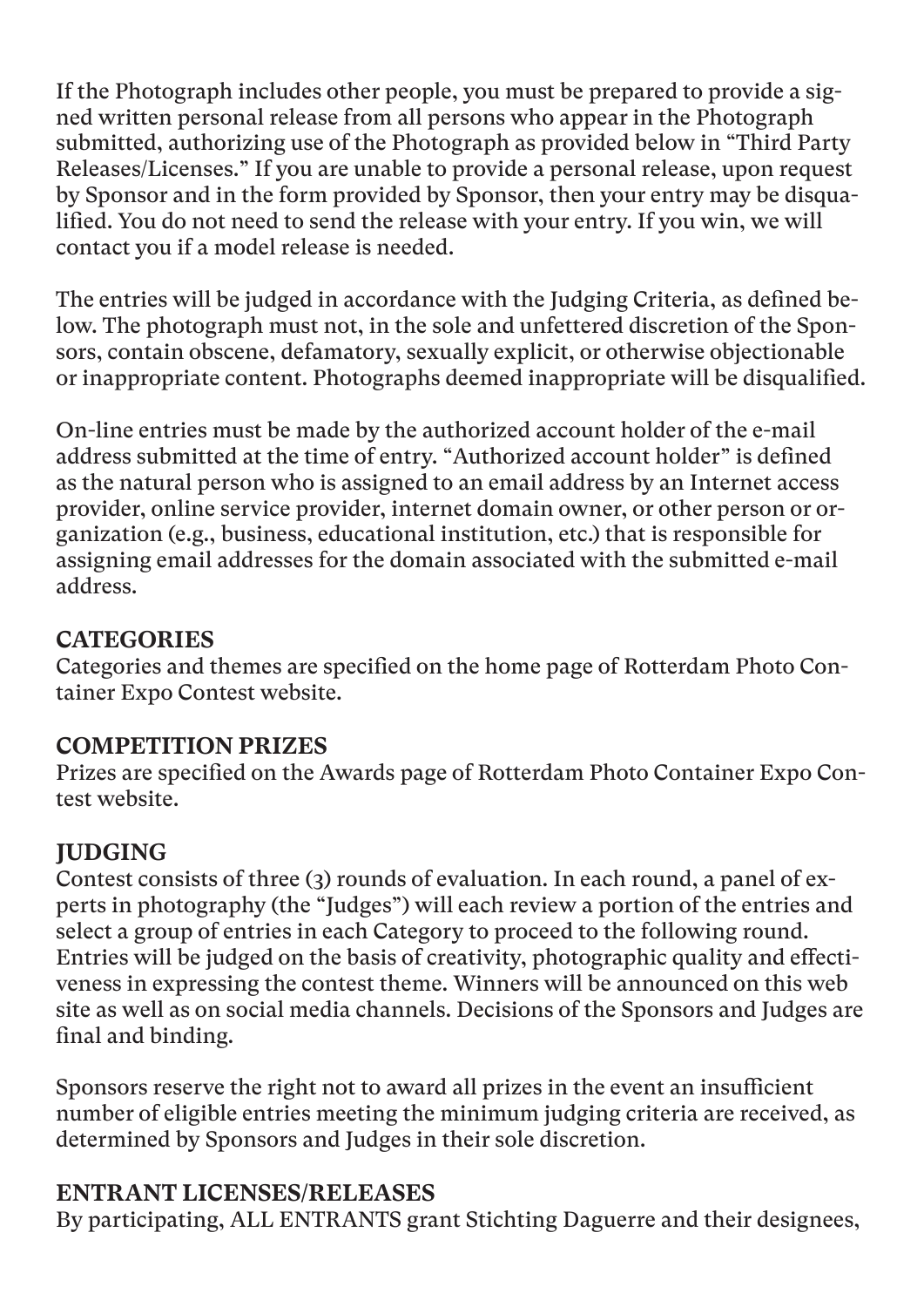If the Photograph includes other people, you must be prepared to provide a signed written personal release from all persons who appear in the Photograph submitted, authorizing use of the Photograph as provided below in "Third Party Releases/Licenses." If you are unable to provide a personal release, upon request by Sponsor and in the form provided by Sponsor, then your entry may be disqualified. You do not need to send the release with your entry. If you win, we will contact you if a model release is needed.

The entries will be judged in accordance with the Judging Criteria, as defined below. The photograph must not, in the sole and unfettered discretion of the Sponsors, contain obscene, defamatory, sexually explicit, or otherwise objectionable or inappropriate content. Photographs deemed inappropriate will be disqualified.

On-line entries must be made by the authorized account holder of the e-mail address submitted at the time of entry. "Authorized account holder" is defined as the natural person who is assigned to an email address by an Internet access provider, online service provider, internet domain owner, or other person or organization (e.g., business, educational institution, etc.) that is responsible for assigning email addresses for the domain associated with the submitted e-mail address.

## CATEGORIES

Categories and themes are specified on the home page of Rotterdam Photo Container Expo Contest website.

## COMPETITION PRIZES

Prizes are specified on the Awards page of Rotterdam Photo Container Expo Contest website.

## JUDGING

Contest consists of three (3) rounds of evaluation. In each round, a panel of experts in photography (the "Judges") will each review a portion of the entries and select a group of entries in each Category to proceed to the following round. Entries will be judged on the basis of creativity, photographic quality and effectiveness in expressing the contest theme. Winners will be announced on this web site as well as on social media channels. Decisions of the Sponsors and Judges are final and binding.

Sponsors reserve the right not to award all prizes in the event an insufficient number of eligible entries meeting the minimum judging criteria are received, as determined by Sponsors and Judges in their sole discretion.

## ENTRANT LICENSES/RELEASES

By participating, ALL ENTRANTS grant Stichting Daguerre and their designees,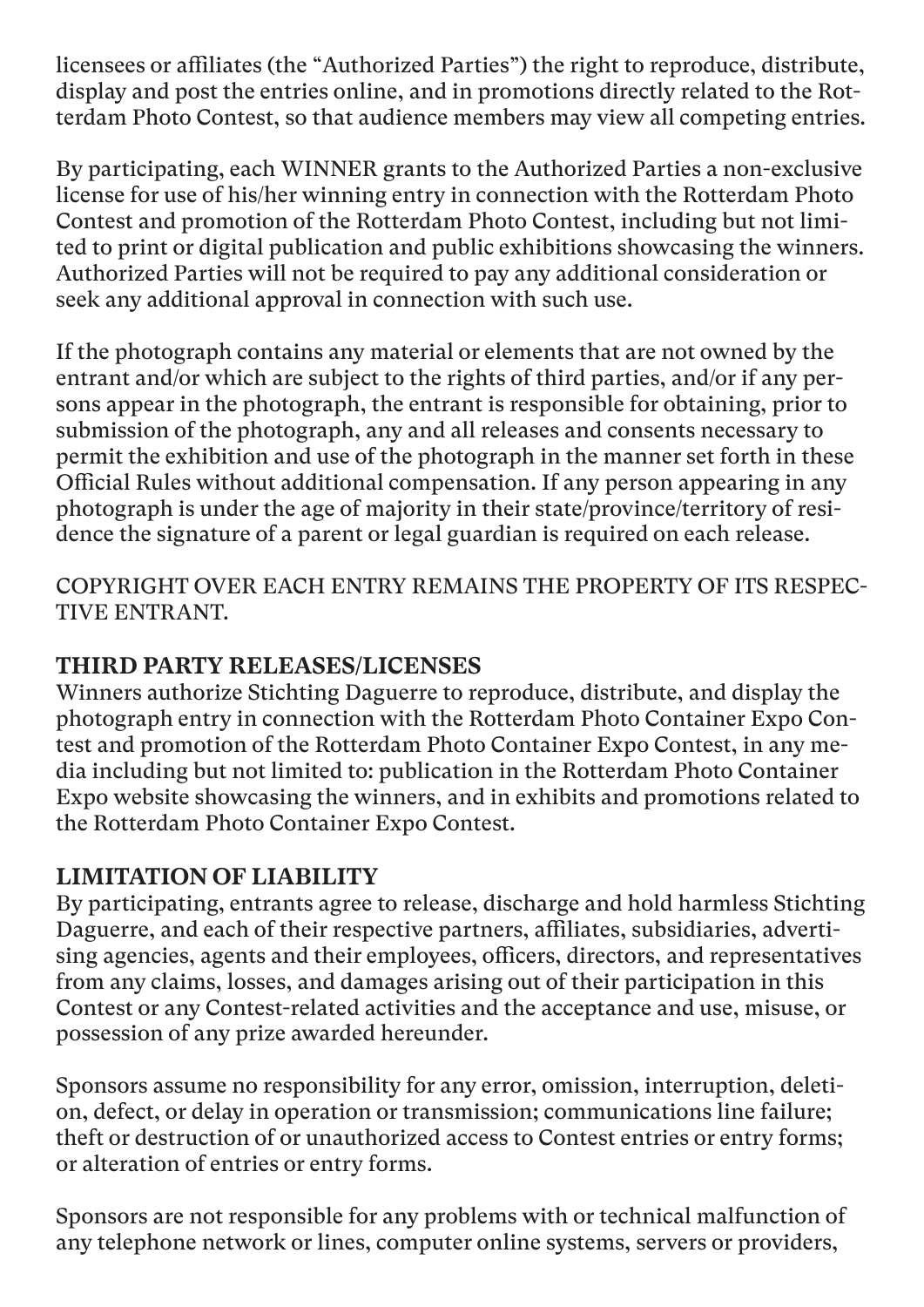licensees or affiliates (the “Authorized Parties”) the right to reproduce, distribute, display and post the entries online, and in promotions directly related to the Rotterdam Photo Contest, so that audience members may view all competing entries.

By participating, each WINNER grants to the Authorized Parties a non-exclusive license for use of his/her winning entry in connection with the Rotterdam Photo Contest and promotion of the Rotterdam Photo Contest, including but not limited to print or digital publication and public exhibitions showcasing the winners. Authorized Parties will not be required to pay any additional consideration or seek any additional approval in connection with such use.

If the photograph contains any material or elements that are not owned by the entrant and/or which are subject to the rights of third parties, and/or if any persons appear in the photograph, the entrant is responsible for obtaining, prior to submission of the photograph, any and all releases and consents necessary to permit the exhibition and use of the photograph in the manner set forth in these Official Rules without additional compensation. If any person appearing in any photograph is under the age of majority in their state/province/territory of residence the signature of a parent or legal guardian is required on each release.

COPYRIGHT OVER EACH ENTRY REMAINS THE PROPERTY OF ITS RESPECTIVE ENTRANT.

**THIRD PARTY RELEASES/LICENSES**

Winners authorize Stichting Daguerre to reproduce, distribute, and display the photograph entry in connection with the Rotterdam Photo Container Expo Contest and promotion of the Rotterdam Photo Container Expo Contest, in any media including but not limited to: publication in the Rotterdam Photo Container Expo website showcasing the winners, and in exhibits and promotions related to the Rotterdam Photo Container Expo Contest.

**LIMITATION OF LIABILITY**

By participating, entrants agree to release, discharge and hold harmless Stichting Daguerre, and each of their respective partners, affiliates, subsidiaries, advertising agencies, agents and their employees, officers, directors, and representatives from any claims, losses, and damages arising out of their participation in this Contest or any Contest-related activities and the acceptance and use, misuse, or possession of any prize awarded hereunder.

Sponsors assume no responsibility for any error, omission, interruption, deletion, defect, or delay in operation or transmission; communications line failure; theft or destruction of or unauthorized access to Contest entries or entry forms; or alteration of entries or entry forms.

Sponsors are not responsible for any problems with or technical malfunction of any telephone network or lines, computer online systems, servers or providers,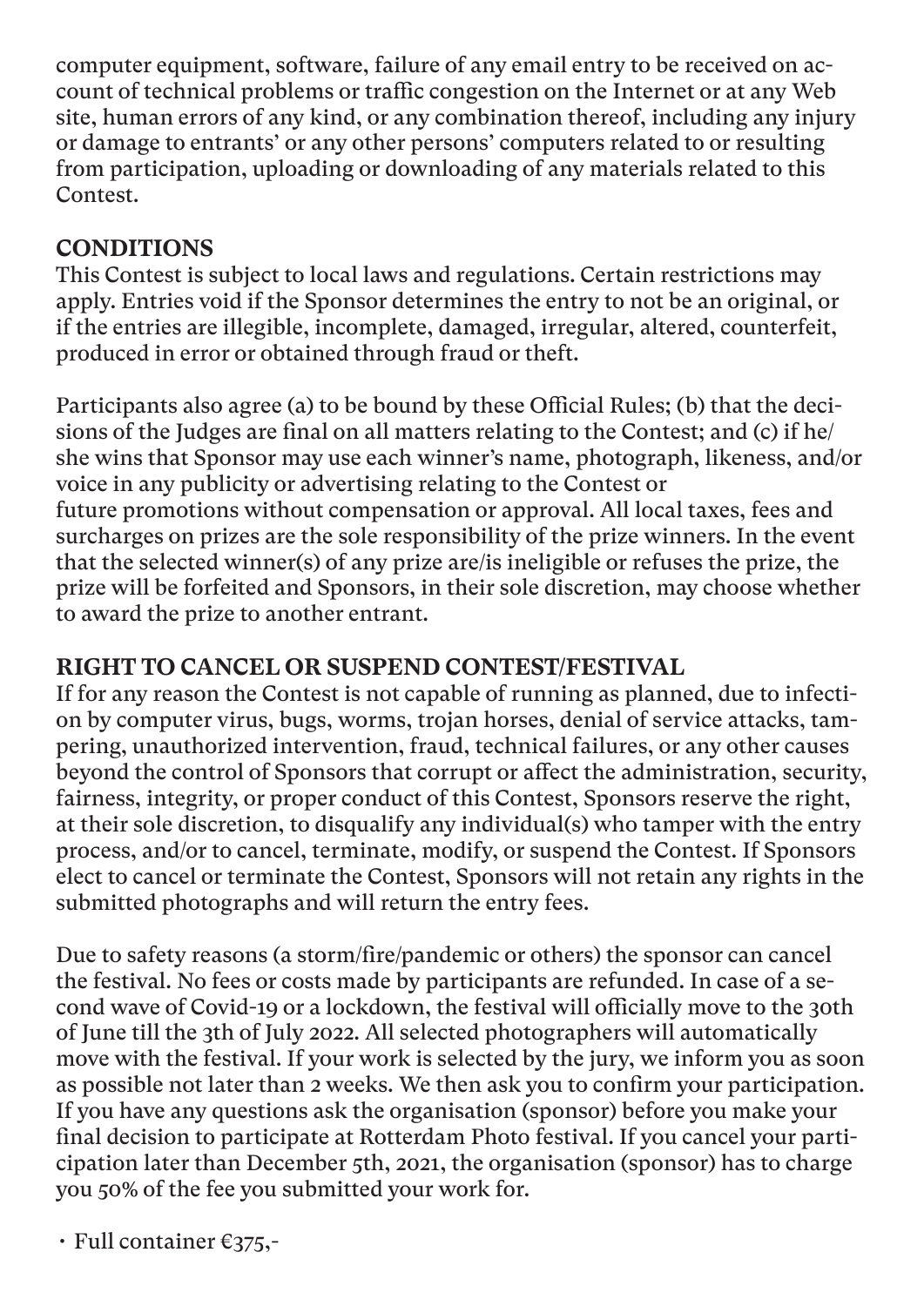computer equipment, software, failure of any email entry to be received on account of technical problems or traffic congestion on the Internet or at any Web site, human errors of any kind, or any combination thereof, including any injury or damage to entrants' or any other persons' computers related to or resulting from participation, uploading or downloading of any materials related to this Contest.

## CONDITIONS

This Contest is subject to local laws and regulations. Certain restrictions may apply. Entries void if the Sponsor determines the entry to not be an original, or if the entries are illegible, incomplete, damaged, irregular, altered, counterfeit, produced in error or obtained through fraud or theft.

Participants also agree (a) to be bound by these Official Rules; (b) that the decisions of the Judges are final on all matters relating to the Contest; and (c) if he/she wins that Sponsor may use each winner's name, photograph, likeness, and/or voice in any publicity or advertising relating to the Contest or future promotions without compensation or approval. All local taxes, fees and surcharges on prizes are the sole responsibility of the prize winners. In the event that the selected winner(s) of any prize are/is ineligible or refuses the prize, the prize will be forfeited and Sponsors, in their sole discretion, may choose whether to award the prize to another entrant.

## RIGHT TO CANCEL OR SUSPEND CONTEST/FESTIVAL

If for any reason the Contest is not capable of running as planned, due to infection by computer virus, bugs, worms, trojan horses, denial of service attacks, tampering, unauthorized intervention, fraud, technical failures, or any other causes beyond the control of Sponsors that corrupt or affect the administration, security, fairness, integrity, or proper conduct of this Contest, Sponsors reserve the right, at their sole discretion, to disqualify any individual(s) who tamper with the entry process, and/or to cancel, terminate, modify, or suspend the Contest. If Sponsors elect to cancel or terminate the Contest, Sponsors will not retain any rights in the submitted photographs and will return the entry fees.

Due to safety reasons (a storm/fire/pandemic or others) the sponsor can cancel the festival. No fees or costs made by participants are refunded. In case of a second wave of Covid-19 or a lockdown, the festival will officially move to the 30th of June till the 3th of July 2022. All selected photographers will automatically move with the festival. If your work is selected by the jury, we inform you as soon as possible not later than 2 weeks. We then ask you to confirm your participation. If you have any questions ask the organisation (sponsor) before you make your final decision to participate at Rotterdam Photo festival. If you cancel your participation later than December 5th, 2021, the organisation (sponsor) has to charge you 50% of the fee you submitted your work for.

- Full container €375,-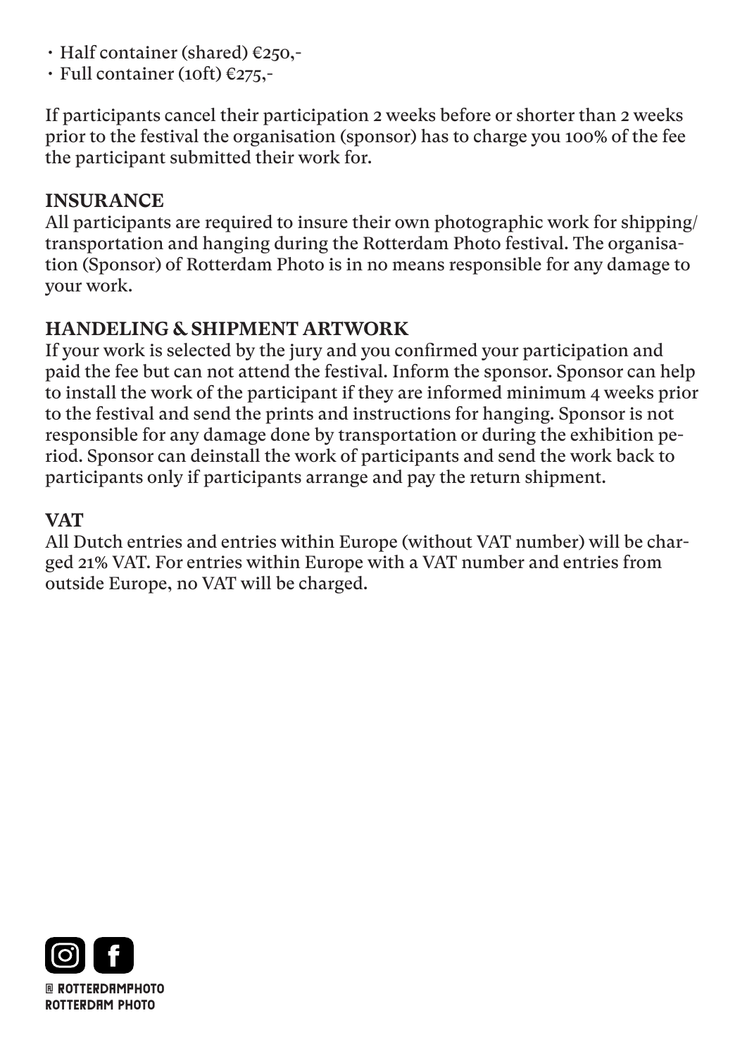- Half container (shared) €250,-
- Full container (10ft) €275,-

If participants cancel their participation 2 weeks before or shorter than 2 weeks prior to the festival the organisation (sponsor) has to charge you 100% of the fee the participant submitted their work for.

## INSURANCE

All participants are required to insure their own photographic work for shipping/transportation and hanging during the Rotterdam Photo festival. The organisation (Sponsor) of Rotterdam Photo is in no means responsible for any damage to your work.

## HANDELING & SHIPMENT ARTWORK

If your work is selected by the jury and you confirmed your participation and paid the fee but can not attend the festival. Inform the sponsor. Sponsor can help to install the work of the participant if they are informed minimum 4 weeks prior to the festival and send the prints and instructions for hanging. Sponsor is not responsible for any damage done by transportation or during the exhibition period. Sponsor can deinstall the work of participants and send the work back to participants only if participants arrange and pay the return shipment.

## VAT

All Dutch entries and entries within Europe (without VAT number) will be charged 21% VAT. For entries within Europe with a VAT number and entries from outside Europe, no VAT will be charged.

@ ROTTERDAMPHOTO
ROTTERDAM PHOTO